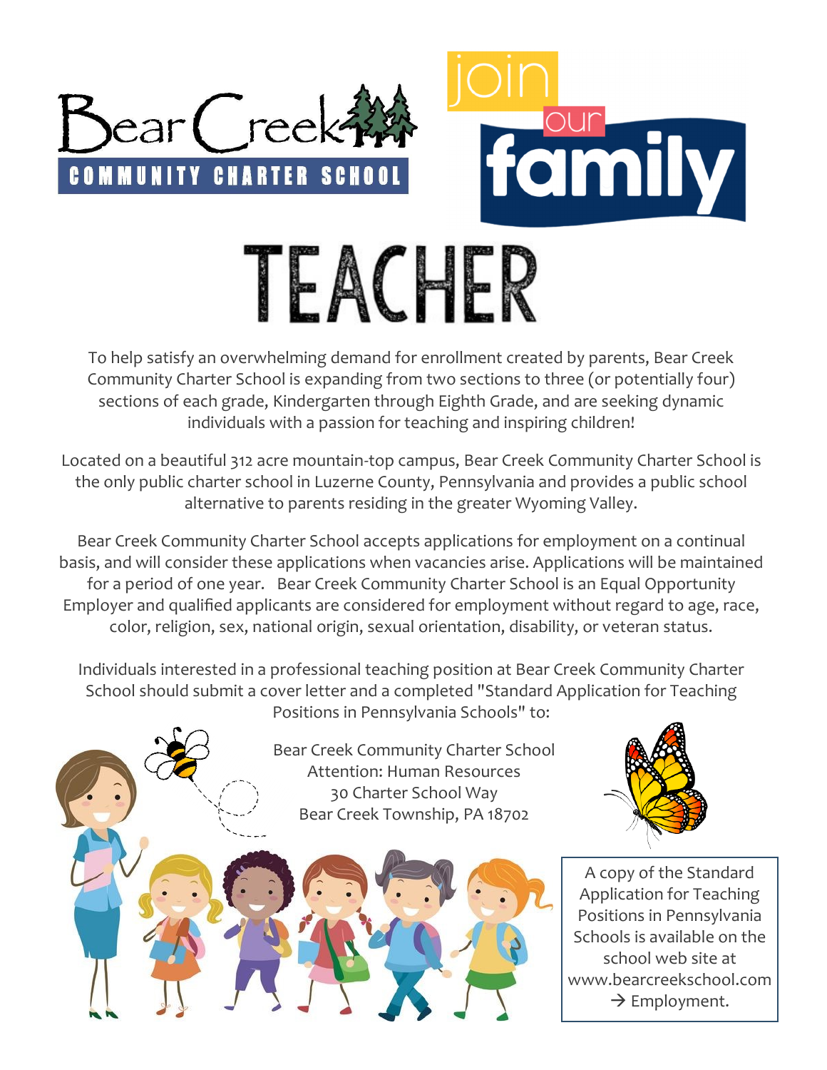Bear Creek
**COMMUNITY CHARTER SCHOOL**

join our family

# TEACHER

To help satisfy an overwhelming demand for enrollment created by parents, Bear Creek Community Charter School is expanding from two sections to three (or potentially four) sections of each grade, Kindergarten through Eighth Grade, and are seeking dynamic individuals with a passion for teaching and inspiring children!

Located on a beautiful 312 acre mountain-top campus, Bear Creek Community Charter School is the only public charter school in Luzerne County, Pennsylvania and provides a public school alternative to parents residing in the greater Wyoming Valley.

Bear Creek Community Charter School accepts applications for employment on a continual basis, and will consider these applications when vacancies arise. Applications will be maintained for a period of one year. Bear Creek Community Charter School is an Equal Opportunity Employer and qualified applicants are considered for employment without regard to age, race, color, religion, sex, national origin, sexual orientation, disability, or veteran status.

Individuals interested in a professional teaching position at Bear Creek Community Charter School should submit a cover letter and a completed "Standard Application for Teaching Positions in Pennsylvania Schools" to:

Bear Creek Community Charter School
Attention: Human Resources
30 Charter School Way
Bear Creek Township, PA 18702

A copy of the Standard Application for Teaching Positions in Pennsylvania Schools is available on the school web site at www.bearcreekschool.com → Employment.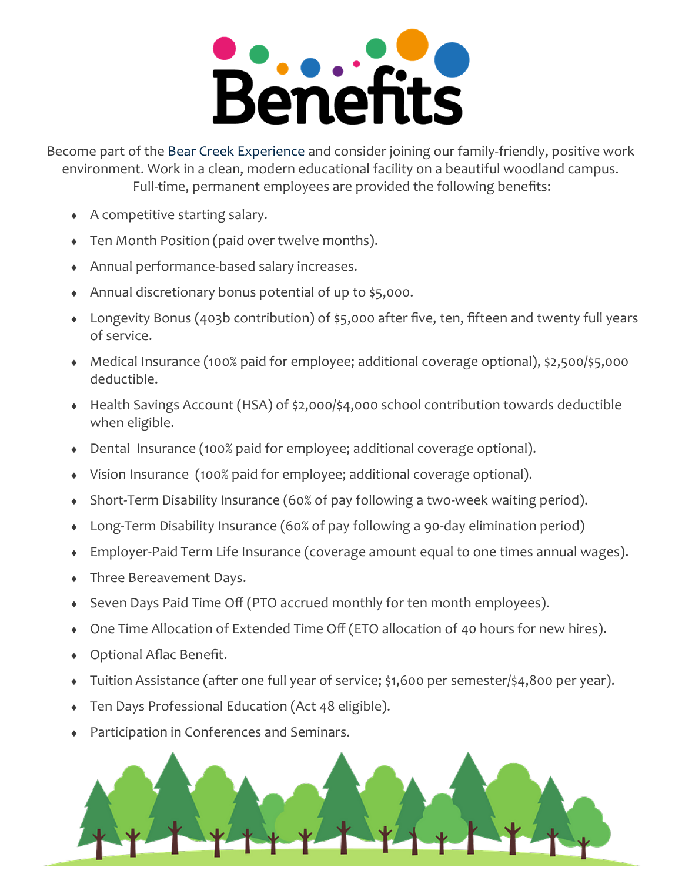# Benefits

Become part of the Bear Creek Experience and consider joining our family-friendly, positive work environment. Work in a clean, modern educational facility on a beautiful woodland campus. Full-time, permanent employees are provided the following benefits:

- A competitive starting salary.
- Ten Month Position (paid over twelve months).
- Annual performance-based salary increases.
- Annual discretionary bonus potential of up to $5,000.
- Longevity Bonus (403b contribution) of $5,000 after five, ten, fifteen and twenty full years of service.
- Medical Insurance (100% paid for employee; additional coverage optional), $2,500/$5,000 deductible.
- Health Savings Account (HSA) of $2,000/$4,000 school contribution towards deductible when eligible.
- Dental Insurance (100% paid for employee; additional coverage optional).
- Vision Insurance (100% paid for employee; additional coverage optional).
- Short-Term Disability Insurance (60% of pay following a two-week waiting period).
- Long-Term Disability Insurance (60% of pay following a 90-day elimination period)
- Employer-Paid Term Life Insurance (coverage amount equal to one times annual wages).
- Three Bereavement Days.
- Seven Days Paid Time Off (PTO accrued monthly for ten month employees).
- One Time Allocation of Extended Time Off (ETO allocation of 40 hours for new hires).
- Optional Aflac Benefit.
- Tuition Assistance (after one full year of service; $1,600 per semester/$4,800 per year).
- Ten Days Professional Education (Act 48 eligible).
- Participation in Conferences and Seminars.